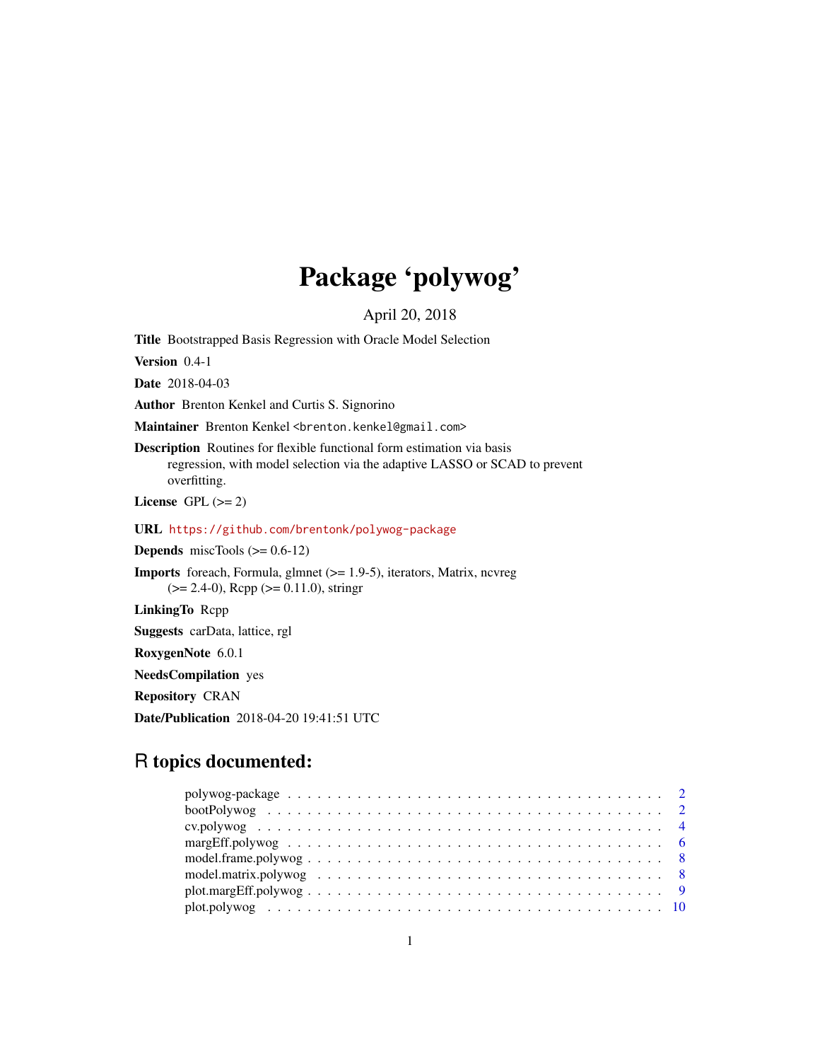# Package 'polywog'

April 20, 2018

**Title** Bootstrapped Basis Regression with Oracle Model Selection

**Version** 0.4-1

**Date** 2018-04-03

**Author** Brenton Kenkel and Curtis S. Signorino

**Maintainer** Brenton Kenkel <brenton.kenkel@gmail.com>

**Description** Routines for flexible functional form estimation via basis regression, with model selection via the adaptive LASSO or SCAD to prevent overfitting.

**License** GPL (>= 2)

**URL** https://github.com/brentonk/polywog-package

**Depends** miscTools (>= 0.6-12)

**Imports** foreach, Formula, glmnet (>= 1.9-5), iterators, Matrix, ncvreg (>= 2.4-0), Rcpp (>= 0.11.0), stringr

**LinkingTo** Rcpp

**Suggests** carData, lattice, rgl

**RoxygenNote** 6.0.1

**NeedsCompilation** yes

**Repository** CRAN

**Date/Publication** 2018-04-20 19:41:51 UTC

## R topics documented:

| | |
|---|---|
| polywog-package | 2 |
| bootPolywog | 2 |
| cv.polywog | 4 |
| margEff.polywog | 6 |
| model.frame.polywog | 8 |
| model.matrix.polywog | 8 |
| plot.margEff.polywog | 9 |
| plot.polywog | 10 |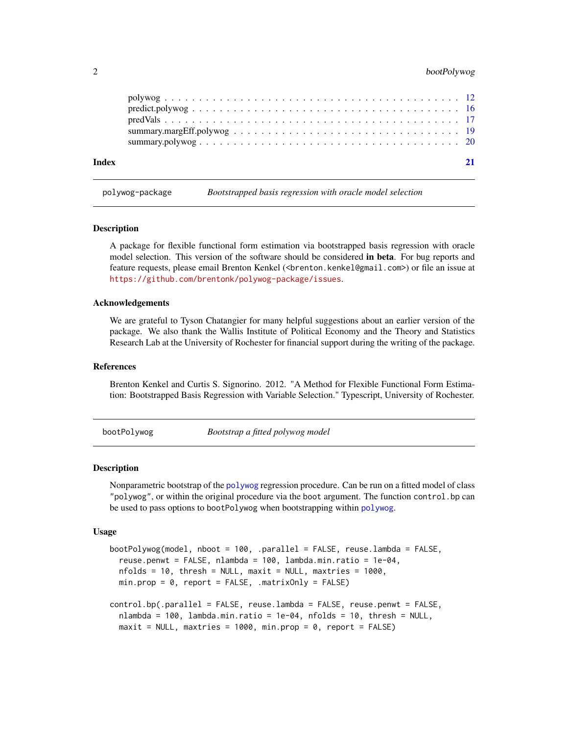polywog . . . . . . . . . . . . . . . . . . . . . . . . . . . . . . . . . . . . . . . . . 12
predict.polywog . . . . . . . . . . . . . . . . . . . . . . . . . . . . . . . . . . . . . . 16
predVals . . . . . . . . . . . . . . . . . . . . . . . . . . . . . . . . . . . . . . . . . 17
summary.margEff.polywog . . . . . . . . . . . . . . . . . . . . . . . . . . . . . . . . . 19
summary.polywog . . . . . . . . . . . . . . . . . . . . . . . . . . . . . . . . . . . . . 20

**Index** **21**

---

`polywog-package` *Bootstrapped basis regression with oracle model selection*

---

### Description

A package for flexible functional form estimation via bootstrapped basis regression with oracle model selection. This version of the software should be considered **in beta**. For bug reports and feature requests, please email Brenton Kenkel (<brenton.kenkel@gmail.com>) or file an issue at https://github.com/brentonk/polywog-package/issues.

### Acknowledgements

We are grateful to Tyson Chatangier for many helpful suggestions about an earlier version of the package. We also thank the Wallis Institute of Political Economy and the Theory and Statistics Research Lab at the University of Rochester for financial support during the writing of the package.

### References

Brenton Kenkel and Curtis S. Signorino. 2012. "A Method for Flexible Functional Form Estimation: Bootstrapped Basis Regression with Variable Selection." Typescript, University of Rochester.

---

`bootPolywog` *Bootstrap a fitted polywog model*

---

### Description

Nonparametric bootstrap of the polywog regression procedure. Can be run on a fitted model of class "polywog", or within the original procedure via the boot argument. The function control.bp can be used to pass options to bootPolywog when bootstrapping within polywog.

### Usage

```
bootPolywog(model, nboot = 100, .parallel = FALSE, reuse.lambda = FALSE,
  reuse.penwt = FALSE, nlambda = 100, lambda.min.ratio = 1e-04,
  nfolds = 10, thresh = NULL, maxit = NULL, maxtries = 1000,
  min.prop = 0, report = FALSE, .matrixOnly = FALSE)

control.bp(.parallel = FALSE, reuse.lambda = FALSE, reuse.penwt = FALSE,
  nlambda = 100, lambda.min.ratio = 1e-04, nfolds = 10, thresh = NULL,
  maxit = NULL, maxtries = 1000, min.prop = 0, report = FALSE)
```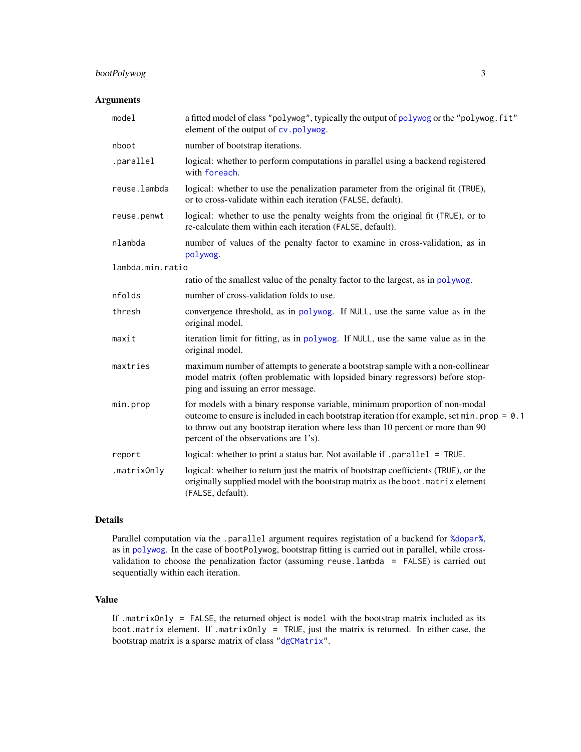### Arguments

| | |
|---|---|
| `model` | a fitted model of class `"polywog"`, typically the output of `polywog` or the `"polywog.fit"` element of the output of `cv.polywog`. |
| `nboot` | number of bootstrap iterations. |
| `.parallel` | logical: whether to perform computations in parallel using a backend registered with `foreach`. |
| `reuse.lambda` | logical: whether to use the penalization parameter from the original fit (`TRUE`), or to cross-validate within each iteration (`FALSE`, default). |
| `reuse.penwt` | logical: whether to use the penalty weights from the original fit (`TRUE`), or to re-calculate them within each iteration (`FALSE`, default). |
| `nlambda` | number of values of the penalty factor to examine in cross-validation, as in `polywog`. |
| `lambda.min.ratio` | ratio of the smallest value of the penalty factor to the largest, as in `polywog`. |
| `nfolds` | number of cross-validation folds to use. |
| `thresh` | convergence threshold, as in `polywog`. If `NULL`, use the same value as in the original model. |
| `maxit` | iteration limit for fitting, as in `polywog`. If `NULL`, use the same value as in the original model. |
| `maxtries` | maximum number of attempts to generate a bootstrap sample with a non-collinear model matrix (often problematic with lopsided binary regressors) before stopping and issuing an error message. |
| `min.prop` | for models with a binary response variable, minimum proportion of non-modal outcome to ensure is included in each bootstrap iteration (for example, set `min.prop = 0.1` to throw out any bootstrap iteration where less than 10 percent or more than 90 percent of the observations are 1's). |
| `report` | logical: whether to print a status bar. Not available if `.parallel = TRUE`. |
| `.matrixOnly` | logical: whether to return just the matrix of bootstrap coefficients (`TRUE`), or the originally supplied model with the bootstrap matrix as the `boot.matrix` element (`FALSE`, default). |

### Details

Parallel computation via the `.parallel` argument requires registation of a backend for `%dopar%`, as in `polywog`. In the case of `bootPolywog`, bootstrap fitting is carried out in parallel, while cross-validation to choose the penalization factor (assuming `reuse.lambda = FALSE`) is carried out sequentially within each iteration.

### Value

If `.matrixOnly = FALSE`, the returned object is `model` with the bootstrap matrix included as its `boot.matrix` element. If `.matrixOnly = TRUE`, just the matrix is returned. In either case, the bootstrap matrix is a sparse matrix of class `"dgCMatrix"`.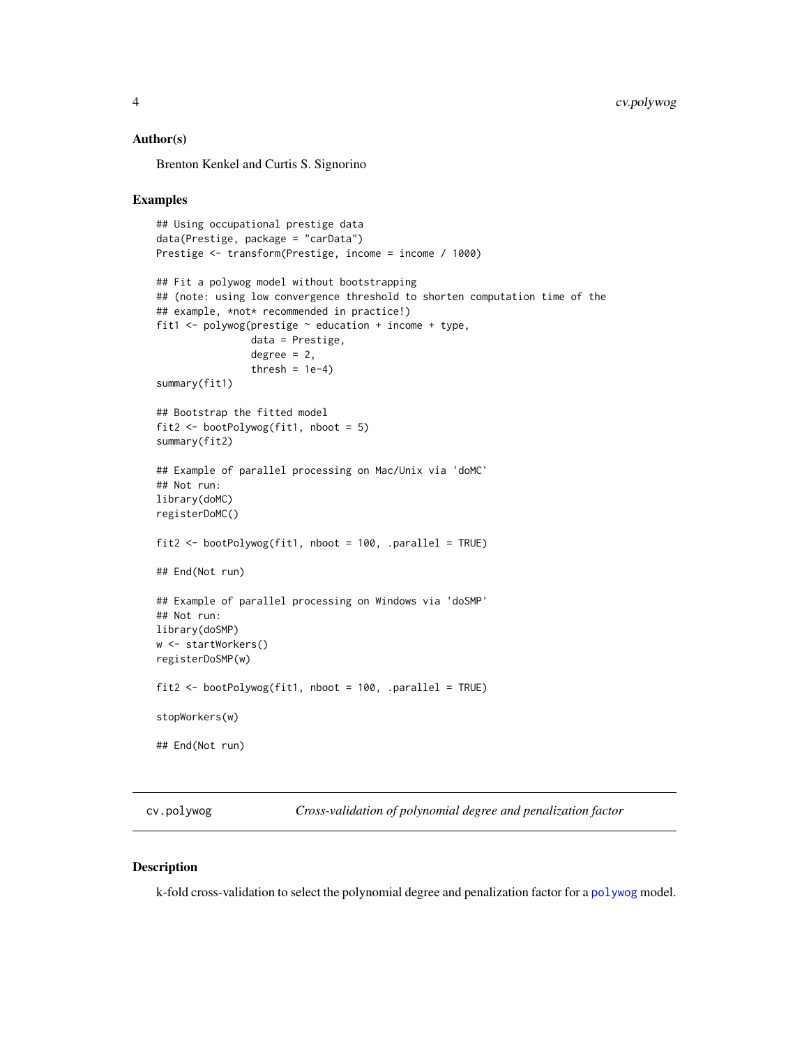### Author(s)

Brenton Kenkel and Curtis S. Signorino

### Examples

```
## Using occupational prestige data
data(Prestige, package = "carData")
Prestige <- transform(Prestige, income = income / 1000)

## Fit a polywog model without bootstrapping
## (note: using low convergence threshold to shorten computation time of the
## example, *not* recommended in practice!)
fit1 <- polywog(prestige ~ education + income + type,
                data = Prestige,
                degree = 2,
                thresh = 1e-4)
summary(fit1)

## Bootstrap the fitted model
fit2 <- bootPolywog(fit1, nboot = 5)
summary(fit2)

## Example of parallel processing on Mac/Unix via 'doMC'
## Not run:
library(doMC)
registerDoMC()

fit2 <- bootPolywog(fit1, nboot = 100, .parallel = TRUE)

## End(Not run)

## Example of parallel processing on Windows via 'doSMP'
## Not run:
library(doSMP)
w <- startWorkers()
registerDoSMP(w)

fit2 <- bootPolywog(fit1, nboot = 100, .parallel = TRUE)

stopWorkers(w)

## End(Not run)
```

## cv.polywog — *Cross-validation of polynomial degree and penalization factor*

### Description

k-fold cross-validation to select the polynomial degree and penalization factor for a polywog model.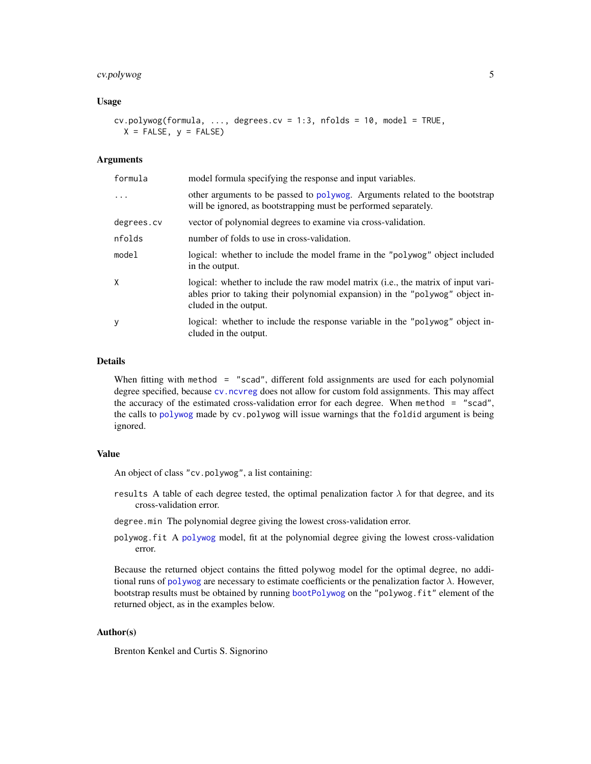### Usage

```
cv.polywog(formula, ..., degrees.cv = 1:3, nfolds = 10, model = TRUE,
  X = FALSE, y = FALSE)
```

### Arguments

| | |
|---|---|
| `formula` | model formula specifying the response and input variables. |
| `...` | other arguments to be passed to `polywog`. Arguments related to the bootstrap will be ignored, as bootstrapping must be performed separately. |
| `degrees.cv` | vector of polynomial degrees to examine via cross-validation. |
| `nfolds` | number of folds to use in cross-validation. |
| `model` | logical: whether to include the model frame in the `"polywog"` object included in the output. |
| `X` | logical: whether to include the raw model matrix (i.e., the matrix of input variables prior to taking their polynomial expansion) in the `"polywog"` object included in the output. |
| `y` | logical: whether to include the response variable in the `"polywog"` object included in the output. |

### Details

When fitting with `method = "scad"`, different fold assignments are used for each polynomial degree specified, because `cv.ncvreg` does not allow for custom fold assignments. This may affect the accuracy of the estimated cross-validation error for each degree. When `method = "scad"`, the calls to `polywog` made by `cv.polywog` will issue warnings that the `foldid` argument is being ignored.

### Value

An object of class `"cv.polywog"`, a list containing:

- `results` A table of each degree tested, the optimal penalization factor $\lambda$ for that degree, and its cross-validation error.
- `degree.min` The polynomial degree giving the lowest cross-validation error.
- `polywog.fit` A `polywog` model, fit at the polynomial degree giving the lowest cross-validation error.

Because the returned object contains the fitted polywog model for the optimal degree, no additional runs of `polywog` are necessary to estimate coefficients or the penalization factor $\lambda$. However, bootstrap results must be obtained by running `bootPolywog` on the `"polywog.fit"` element of the returned object, as in the examples below.

### Author(s)

Brenton Kenkel and Curtis S. Signorino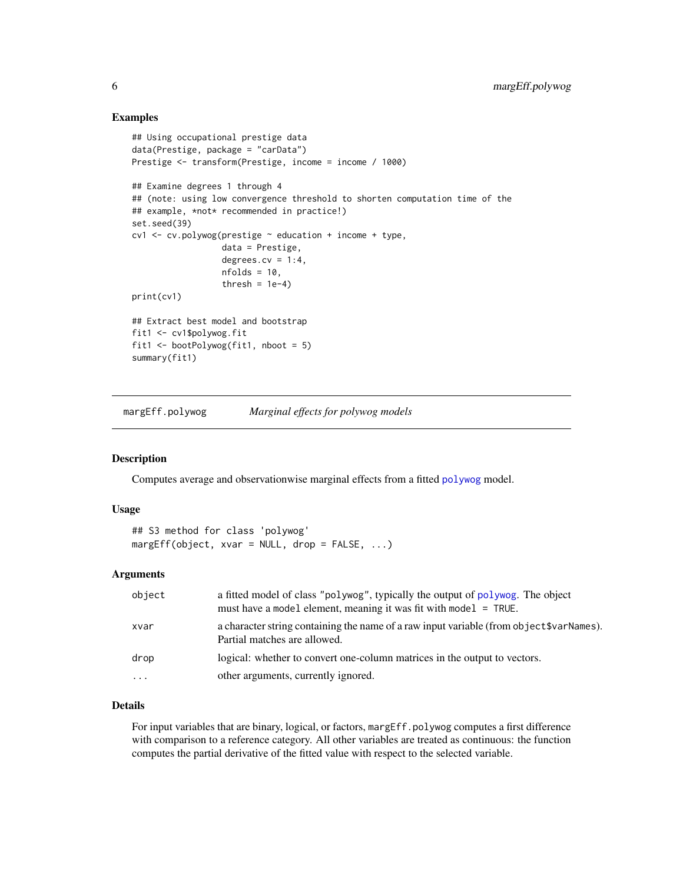### Examples

```
## Using occupational prestige data
data(Prestige, package = "carData")
Prestige <- transform(Prestige, income = income / 1000)

## Examine degrees 1 through 4
## (note: using low convergence threshold to shorten computation time of the
## example, *not* recommended in practice!)
set.seed(39)
cv1 <- cv.polywog(prestige ~ education + income + type,
                  data = Prestige,
                  degrees.cv = 1:4,
                  nfolds = 10,
                  thresh = 1e-4)
print(cv1)

## Extract best model and bootstrap
fit1 <- cv1$polywog.fit
fit1 <- bootPolywog(fit1, nboot = 5)
summary(fit1)
```

---

## margEff.polywog — *Marginal effects for polywog models*

### Description

Computes average and observationwise marginal effects from a fitted `polywog` model.

### Usage

```
## S3 method for class 'polywog'
margEff(object, xvar = NULL, drop = FALSE, ...)
```

### Arguments

| | |
|---|---|
| `object` | a fitted model of class "polywog", typically the output of `polywog`. The object must have a `model` element, meaning it was fit with `model = TRUE`. |
| `xvar` | a character string containing the name of a raw input variable (from `object$varNames`). Partial matches are allowed. |
| `drop` | logical: whether to convert one-column matrices in the output to vectors. |
| `...` | other arguments, currently ignored. |

### Details

For input variables that are binary, logical, or factors, `margEff.polywog` computes a first difference with comparison to a reference category. All other variables are treated as continuous: the function computes the partial derivative of the fitted value with respect to the selected variable.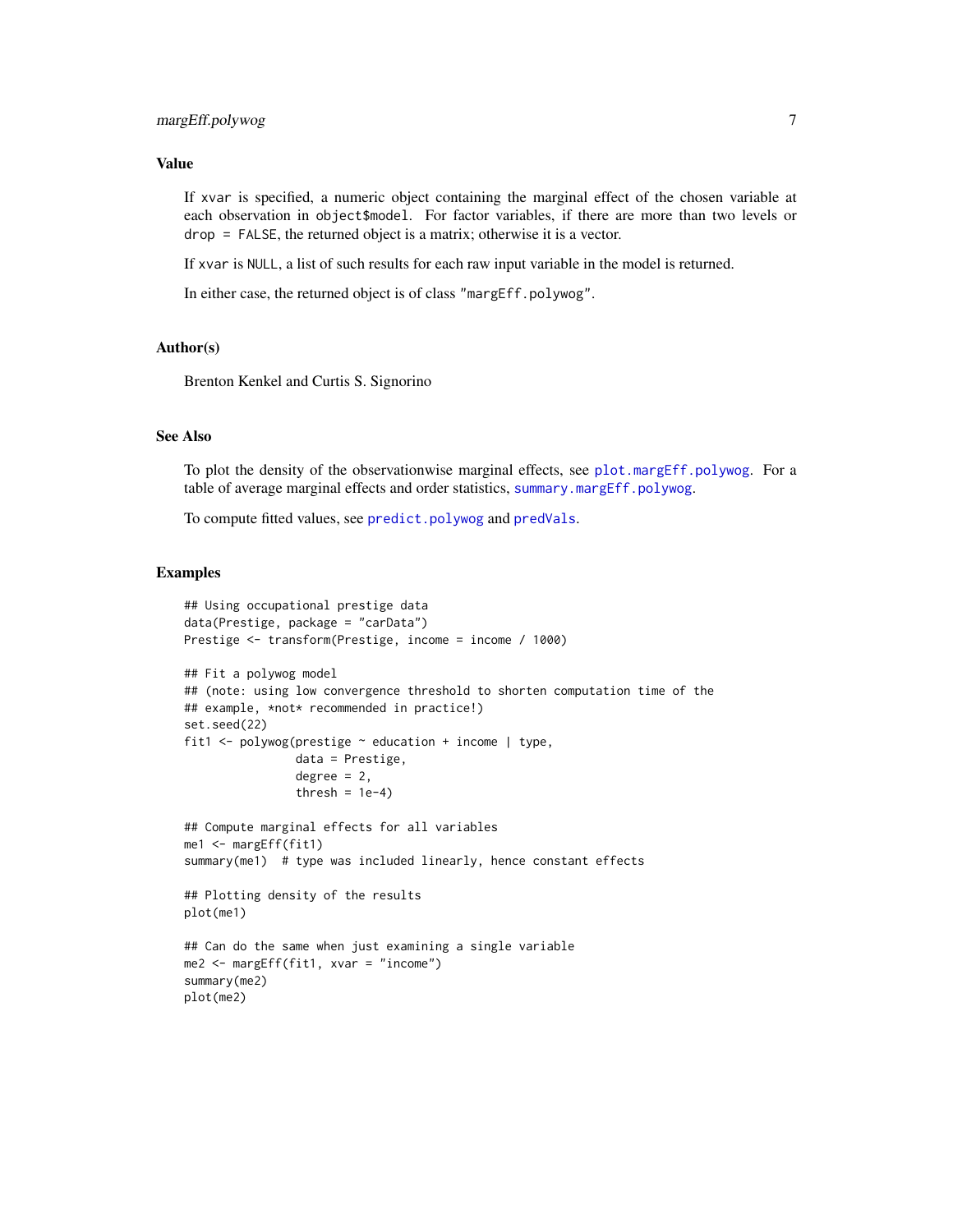## Value

If `xvar` is specified, a numeric object containing the marginal effect of the chosen variable at each observation in `object$model`. For factor variables, if there are more than two levels or `drop = FALSE`, the returned object is a matrix; otherwise it is a vector.

If `xvar` is `NULL`, a list of such results for each raw input variable in the model is returned.

In either case, the returned object is of class `"margEff.polywog"`.

## Author(s)

Brenton Kenkel and Curtis S. Signorino

## See Also

To plot the density of the observationwise marginal effects, see `plot.margEff.polywog`. For a table of average marginal effects and order statistics, `summary.margEff.polywog`.

To compute fitted values, see `predict.polywog` and `predVals`.

## Examples

```
## Using occupational prestige data
data(Prestige, package = "carData")
Prestige <- transform(Prestige, income = income / 1000)

## Fit a polywog model
## (note: using low convergence threshold to shorten computation time of the
## example, *not* recommended in practice!)
set.seed(22)
fit1 <- polywog(prestige ~ education + income | type,
                data = Prestige,
                degree = 2,
                thresh = 1e-4)

## Compute marginal effects for all variables
me1 <- margEff(fit1)
summary(me1)  # type was included linearly, hence constant effects

## Plotting density of the results
plot(me1)

## Can do the same when just examining a single variable
me2 <- margEff(fit1, xvar = "income")
summary(me2)
plot(me2)
```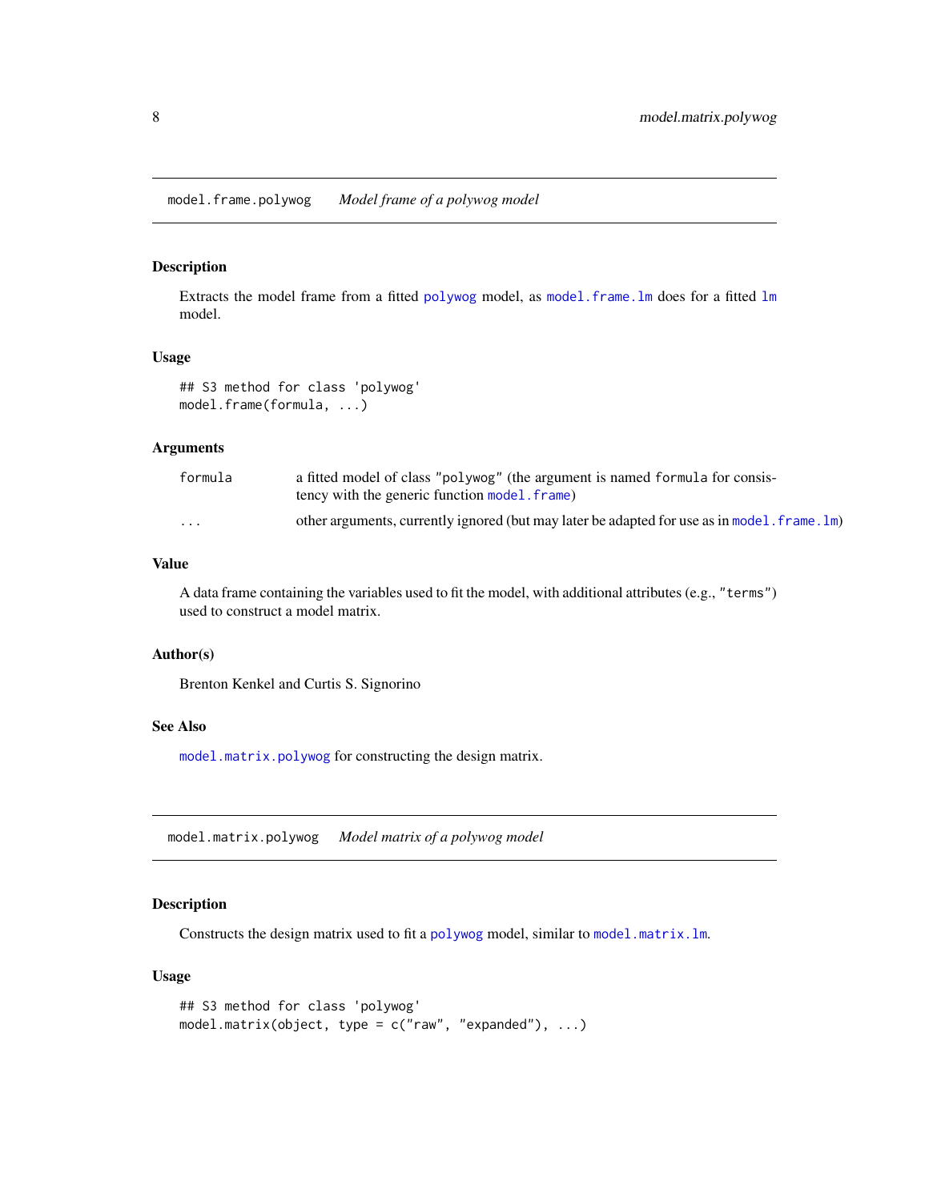## model.frame.polywog — *Model frame of a polywog model*

### Description

Extracts the model frame from a fitted `polywog` model, as `model.frame.lm` does for a fitted `lm` model.

### Usage

```
## S3 method for class 'polywog'
model.frame(formula, ...)
```

### Arguments

| | |
|---|---|
| `formula` | a fitted model of class `"polywog"` (the argument is named `formula` for consistency with the generic function `model.frame`) |
| `...` | other arguments, currently ignored (but may later be adapted for use as in `model.frame.lm`) |

### Value

A data frame containing the variables used to fit the model, with additional attributes (e.g., `"terms"`) used to construct a model matrix.

### Author(s)

Brenton Kenkel and Curtis S. Signorino

### See Also

`model.matrix.polywog` for constructing the design matrix.

## model.matrix.polywog — *Model matrix of a polywog model*

### Description

Constructs the design matrix used to fit a `polywog` model, similar to `model.matrix.lm`.

### Usage

```
## S3 method for class 'polywog'
model.matrix(object, type = c("raw", "expanded"), ...)
```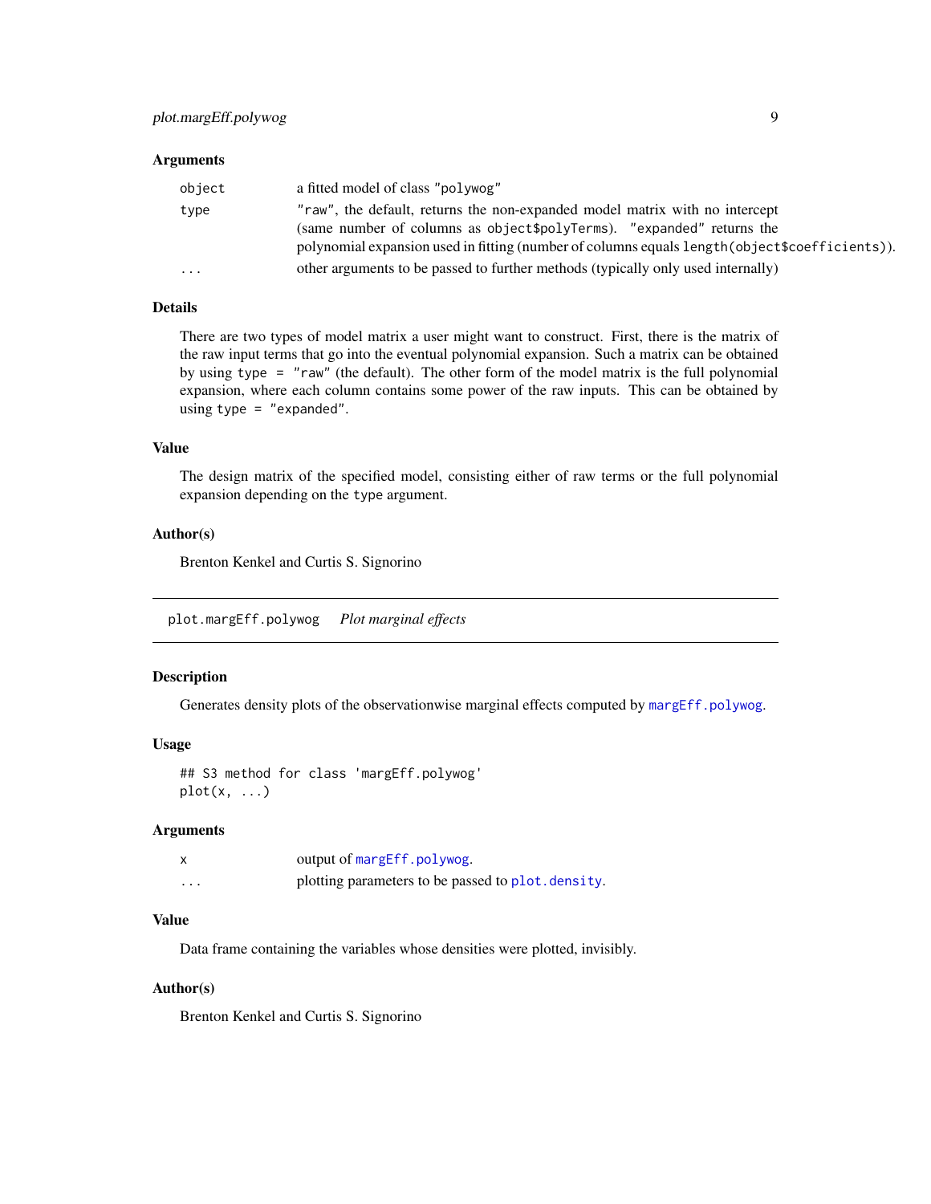### Arguments

| | |
|---|---|
| `object` | a fitted model of class `"polywog"` |
| `type` | `"raw"`, the default, returns the non-expanded model matrix with no intercept (same number of columns as `object$polyTerms`). `"expanded"` returns the polynomial expansion used in fitting (number of columns equals `length(object$coefficients)`). |
| `...` | other arguments to be passed to further methods (typically only used internally) |

### Details

There are two types of model matrix a user might want to construct. First, there is the matrix of the raw input terms that go into the eventual polynomial expansion. Such a matrix can be obtained by using `type = "raw"` (the default). The other form of the model matrix is the full polynomial expansion, where each column contains some power of the raw inputs. This can be obtained by using `type = "expanded"`.

### Value

The design matrix of the specified model, consisting either of raw terms or the full polynomial expansion depending on the `type` argument.

### Author(s)

Brenton Kenkel and Curtis S. Signorino

---

## `plot.margEff.polywog` *Plot marginal effects*

### Description

Generates density plots of the observationwise marginal effects computed by `margEff.polywog`.

### Usage

```
## S3 method for class 'margEff.polywog'
plot(x, ...)
```

### Arguments

| | |
|---|---|
| `x` | output of `margEff.polywog`. |
| `...` | plotting parameters to be passed to `plot.density`. |

### Value

Data frame containing the variables whose densities were plotted, invisibly.

### Author(s)

Brenton Kenkel and Curtis S. Signorino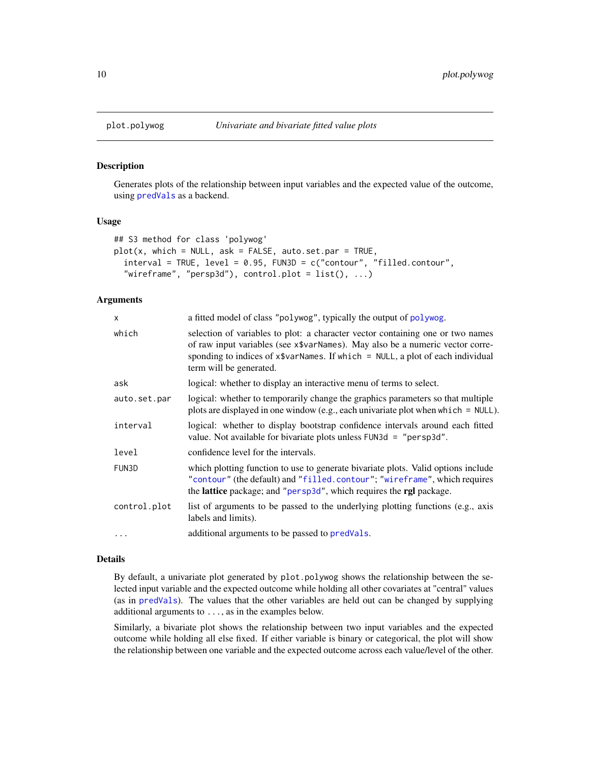plot.polywog — *Univariate and bivariate fitted value plots*

## Description

Generates plots of the relationship between input variables and the expected value of the outcome, using `predVals` as a backend.

## Usage

```
## S3 method for class 'polywog'
plot(x, which = NULL, ask = FALSE, auto.set.par = TRUE,
  interval = TRUE, level = 0.95, FUN3D = c("contour", "filled.contour",
  "wireframe", "persp3d"), control.plot = list(), ...)
```

## Arguments

| | |
|---|---|
| `x` | a fitted model of class "polywog", typically the output of `polywog`. |
| `which` | selection of variables to plot: a character vector containing one or two names of raw input variables (see `x$varNames`). May also be a numeric vector corresponding to indices of `x$varNames`. If `which = NULL`, a plot of each individual term will be generated. |
| `ask` | logical: whether to display an interactive menu of terms to select. |
| `auto.set.par` | logical: whether to temporarily change the graphics parameters so that multiple plots are displayed in one window (e.g., each univariate plot when `which = NULL`). |
| `interval` | logical: whether to display bootstrap confidence intervals around each fitted value. Not available for bivariate plots unless `FUN3d = "persp3d"`. |
| `level` | confidence level for the intervals. |
| `FUN3D` | which plotting function to use to generate bivariate plots. Valid options include `"contour"` (the default) and `"filled.contour"`; `"wireframe"`, which requires the **lattice** package; and `"persp3d"`, which requires the **rgl** package. |
| `control.plot` | list of arguments to be passed to the underlying plotting functions (e.g., axis labels and limits). |
| `...` | additional arguments to be passed to `predVals`. |

## Details

By default, a univariate plot generated by `plot.polywog` shows the relationship between the selected input variable and the expected outcome while holding all other covariates at "central" values (as in `predVals`). The values that the other variables are held out can be changed by supplying additional arguments to `...`, as in the examples below.

Similarly, a bivariate plot shows the relationship between two input variables and the expected outcome while holding all else fixed. If either variable is binary or categorical, the plot will show the relationship between one variable and the expected outcome across each value/level of the other.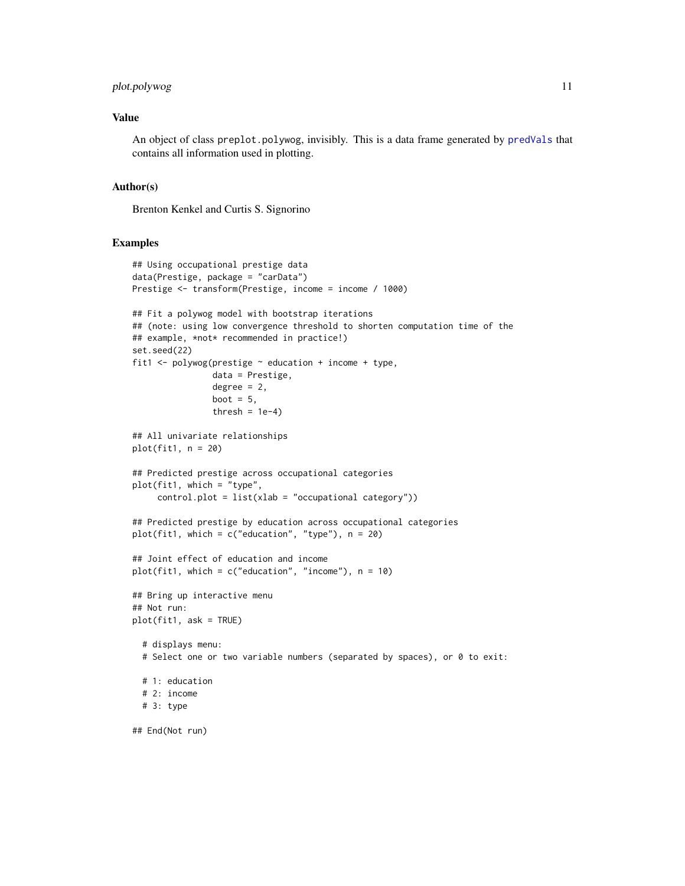### Value

An object of class `preplot.polywog`, invisibly. This is a data frame generated by `predVals` that contains all information used in plotting.

### Author(s)

Brenton Kenkel and Curtis S. Signorino

### Examples

```
## Using occupational prestige data
data(Prestige, package = "carData")
Prestige <- transform(Prestige, income = income / 1000)

## Fit a polywog model with bootstrap iterations
## (note: using low convergence threshold to shorten computation time of the
## example, *not* recommended in practice!)
set.seed(22)
fit1 <- polywog(prestige ~ education + income + type,
                data = Prestige,
                degree = 2,
                boot = 5,
                thresh = 1e-4)

## All univariate relationships
plot(fit1, n = 20)

## Predicted prestige across occupational categories
plot(fit1, which = "type",
     control.plot = list(xlab = "occupational category"))

## Predicted prestige by education across occupational categories
plot(fit1, which = c("education", "type"), n = 20)

## Joint effect of education and income
plot(fit1, which = c("education", "income"), n = 10)

## Bring up interactive menu
## Not run:
plot(fit1, ask = TRUE)

  # displays menu:
  # Select one or two variable numbers (separated by spaces), or 0 to exit:

  # 1: education
  # 2: income
  # 3: type

## End(Not run)
```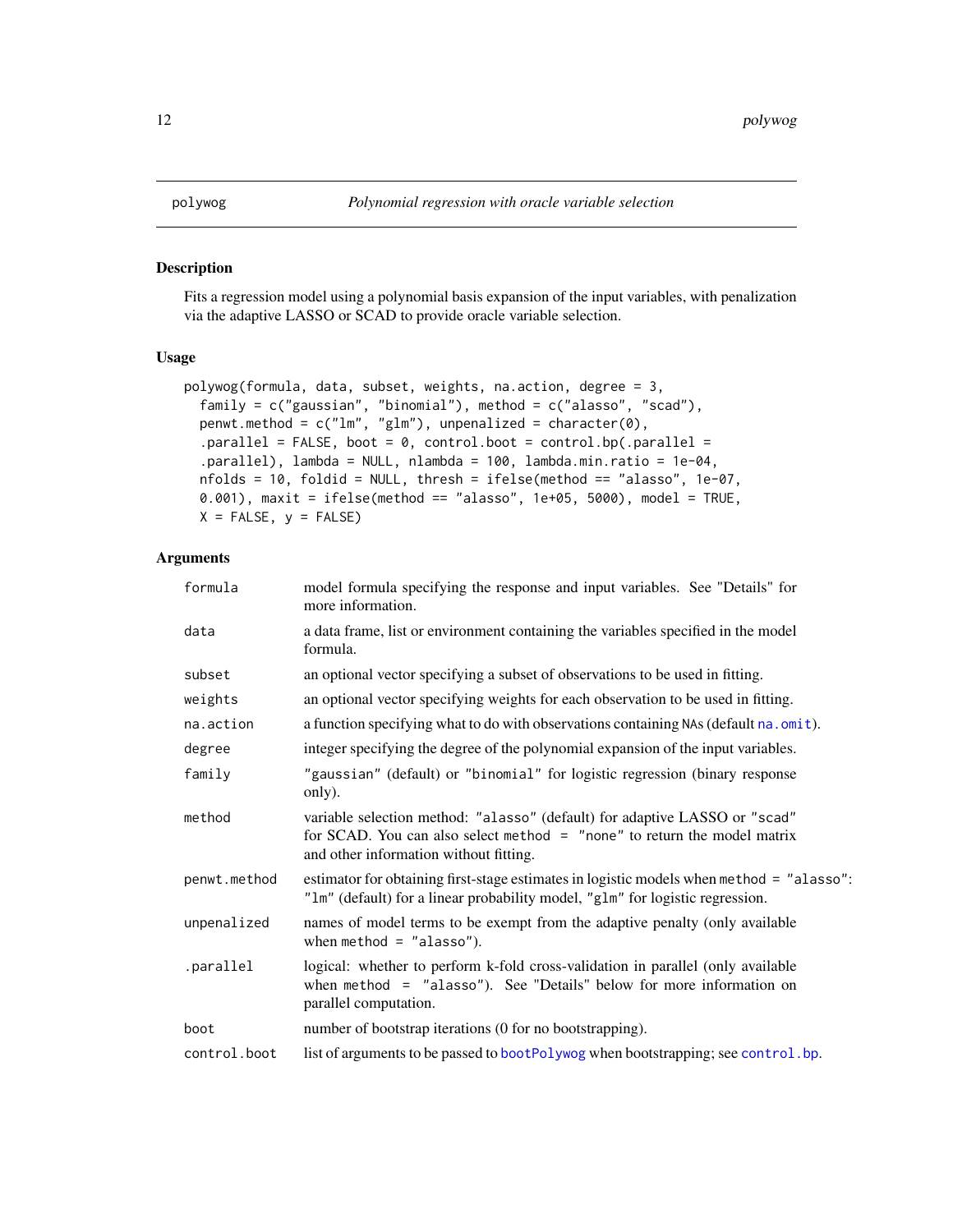## polywog — *Polynomial regression with oracle variable selection*

### Description

Fits a regression model using a polynomial basis expansion of the input variables, with penalization via the adaptive LASSO or SCAD to provide oracle variable selection.

### Usage

```
polywog(formula, data, subset, weights, na.action, degree = 3,
  family = c("gaussian", "binomial"), method = c("alasso", "scad"),
  penwt.method = c("lm", "glm"), unpenalized = character(0),
  .parallel = FALSE, boot = 0, control.boot = control.bp(.parallel =
  .parallel), lambda = NULL, nlambda = 100, lambda.min.ratio = 1e-04,
  nfolds = 10, foldid = NULL, thresh = ifelse(method == "alasso", 1e-07,
  0.001), maxit = ifelse(method == "alasso", 1e+05, 5000), model = TRUE,
  X = FALSE, y = FALSE)
```

### Arguments

| | |
|---|---|
| `formula` | model formula specifying the response and input variables. See "Details" for more information. |
| `data` | a data frame, list or environment containing the variables specified in the model formula. |
| `subset` | an optional vector specifying a subset of observations to be used in fitting. |
| `weights` | an optional vector specifying weights for each observation to be used in fitting. |
| `na.action` | a function specifying what to do with observations containing NAs (default `na.omit`). |
| `degree` | integer specifying the degree of the polynomial expansion of the input variables. |
| `family` | `"gaussian"` (default) or `"binomial"` for logistic regression (binary response only). |
| `method` | variable selection method: `"alasso"` (default) for adaptive LASSO or `"scad"` for SCAD. You can also select `method = "none"` to return the model matrix and other information without fitting. |
| `penwt.method` | estimator for obtaining first-stage estimates in logistic models when `method = "alasso"`: `"lm"` (default) for a linear probability model, `"glm"` for logistic regression. |
| `unpenalized` | names of model terms to be exempt from the adaptive penalty (only available when `method = "alasso"`). |
| `.parallel` | logical: whether to perform k-fold cross-validation in parallel (only available when `method = "alasso"`). See "Details" below for more information on parallel computation. |
| `boot` | number of bootstrap iterations (0 for no bootstrapping). |
| `control.boot` | list of arguments to be passed to `bootPolywog` when bootstrapping; see `control.bp`. |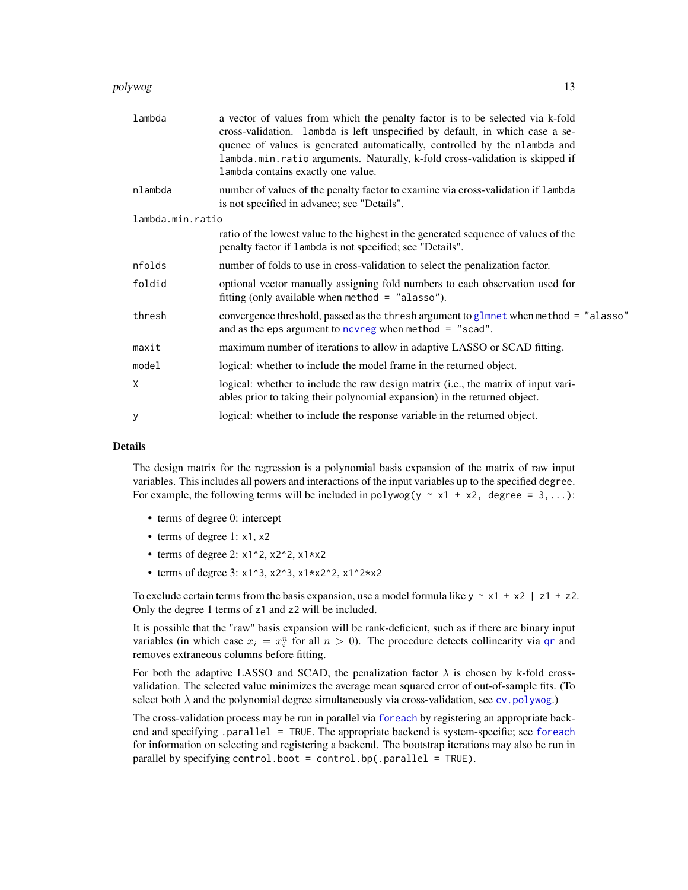| | |
|---|---|
| `lambda` | a vector of values from which the penalty factor is to be selected via k-fold cross-validation. `lambda` is left unspecified by default, in which case a sequence of values is generated automatically, controlled by the `nlambda` and `lambda.min.ratio` arguments. Naturally, k-fold cross-validation is skipped if `lambda` contains exactly one value. |
| `nlambda` | number of values of the penalty factor to examine via cross-validation if `lambda` is not specified in advance; see "Details". |
| `lambda.min.ratio` | ratio of the lowest value to the highest in the generated sequence of values of the penalty factor if `lambda` is not specified; see "Details". |
| `nfolds` | number of folds to use in cross-validation to select the penalization factor. |
| `foldid` | optional vector manually assigning fold numbers to each observation used for fitting (only available when `method = "alasso"`). |
| `thresh` | convergence threshold, passed as the `thresh` argument to `glmnet` when `method = "alasso"` and as the `eps` argument to `ncvreg` when `method = "scad"`. |
| `maxit` | maximum number of iterations to allow in adaptive LASSO or SCAD fitting. |
| `model` | logical: whether to include the model frame in the returned object. |
| `X` | logical: whether to include the raw design matrix (i.e., the matrix of input variables prior to taking their polynomial expansion) in the returned object. |
| `y` | logical: whether to include the response variable in the returned object. |

## Details

The design matrix for the regression is a polynomial basis expansion of the matrix of raw input variables. This includes all powers and interactions of the input variables up to the specified `degree`. For example, the following terms will be included in `polywog(y ~ x1 + x2, degree = 3,...)`:

- terms of degree 0: intercept
- terms of degree 1: `x1`, `x2`
- terms of degree 2: `x1^2`, `x2^2`, `x1*x2`
- terms of degree 3: `x1^3`, `x2^3`, `x1*x2^2`, `x1^2*x2`

To exclude certain terms from the basis expansion, use a model formula like `y ~ x1 + x2 | z1 + z2`. Only the degree 1 terms of `z1` and `z2` will be included.

It is possible that the "raw" basis expansion will be rank-deficient, such as if there are binary input variables (in which case $x_i = x_i^n$ for all $n > 0$). The procedure detects collinearity via `qr` and removes extraneous columns before fitting.

For both the adaptive LASSO and SCAD, the penalization factor $\lambda$ is chosen by k-fold cross-validation. The selected value minimizes the average mean squared error of out-of-sample fits. (To select both $\lambda$ and the polynomial degree simultaneously via cross-validation, see `cv.polywog`.)

The cross-validation process may be run in parallel via `foreach` by registering an appropriate backend and specifying `.parallel = TRUE`. The appropriate backend is system-specific; see `foreach` for information on selecting and registering a backend. The bootstrap iterations may also be run in parallel by specifying `control.boot = control.bp(.parallel = TRUE)`.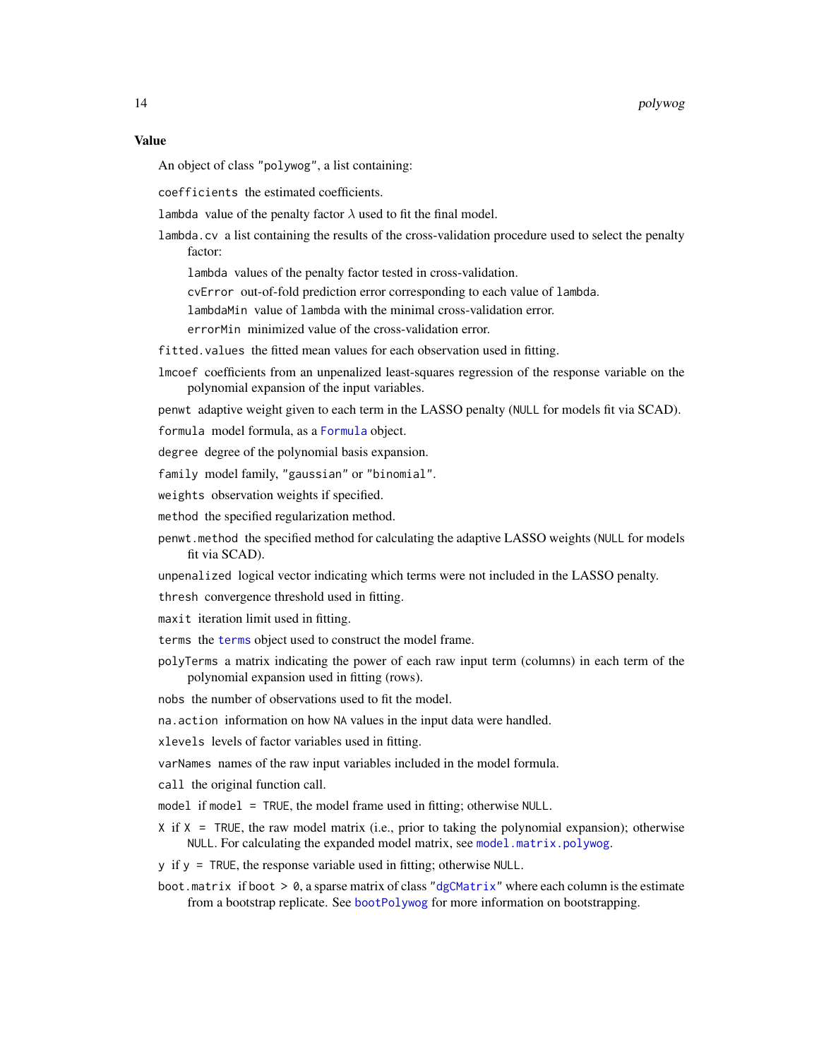### Value

An object of class "polywog", a list containing:

`coefficients` the estimated coefficients.

`lambda` value of the penalty factor $\lambda$ used to fit the final model.

`lambda.cv` a list containing the results of the cross-validation procedure used to select the penalty factor:

- `lambda` values of the penalty factor tested in cross-validation.
- `cvError` out-of-fold prediction error corresponding to each value of `lambda`.
- `lambdaMin` value of `lambda` with the minimal cross-validation error.
- `errorMin` minimized value of the cross-validation error.

`fitted.values` the fitted mean values for each observation used in fitting.

`lmcoef` coefficients from an unpenalized least-squares regression of the response variable on the polynomial expansion of the input variables.

`penwt` adaptive weight given to each term in the LASSO penalty (`NULL` for models fit via SCAD).

`formula` model formula, as a `Formula` object.

`degree` degree of the polynomial basis expansion.

`family` model family, "gaussian" or "binomial".

`weights` observation weights if specified.

`method` the specified regularization method.

`penwt.method` the specified method for calculating the adaptive LASSO weights (`NULL` for models fit via SCAD).

`unpenalized` logical vector indicating which terms were not included in the LASSO penalty.

`thresh` convergence threshold used in fitting.

`maxit` iteration limit used in fitting.

`terms` the `terms` object used to construct the model frame.

`polyTerms` a matrix indicating the power of each raw input term (columns) in each term of the polynomial expansion used in fitting (rows).

`nobs` the number of observations used to fit the model.

`na.action` information on how `NA` values in the input data were handled.

`xlevels` levels of factor variables used in fitting.

`varNames` names of the raw input variables included in the model formula.

`call` the original function call.

`model` if `model = TRUE`, the model frame used in fitting; otherwise `NULL`.

`X` if `X = TRUE`, the raw model matrix (i.e., prior to taking the polynomial expansion); otherwise `NULL`. For calculating the expanded model matrix, see `model.matrix.polywog`.

`y` if `y = TRUE`, the response variable used in fitting; otherwise `NULL`.

`boot.matrix` if `boot > 0`, a sparse matrix of class "`dgCMatrix`" where each column is the estimate from a bootstrap replicate. See `bootPolywog` for more information on bootstrapping.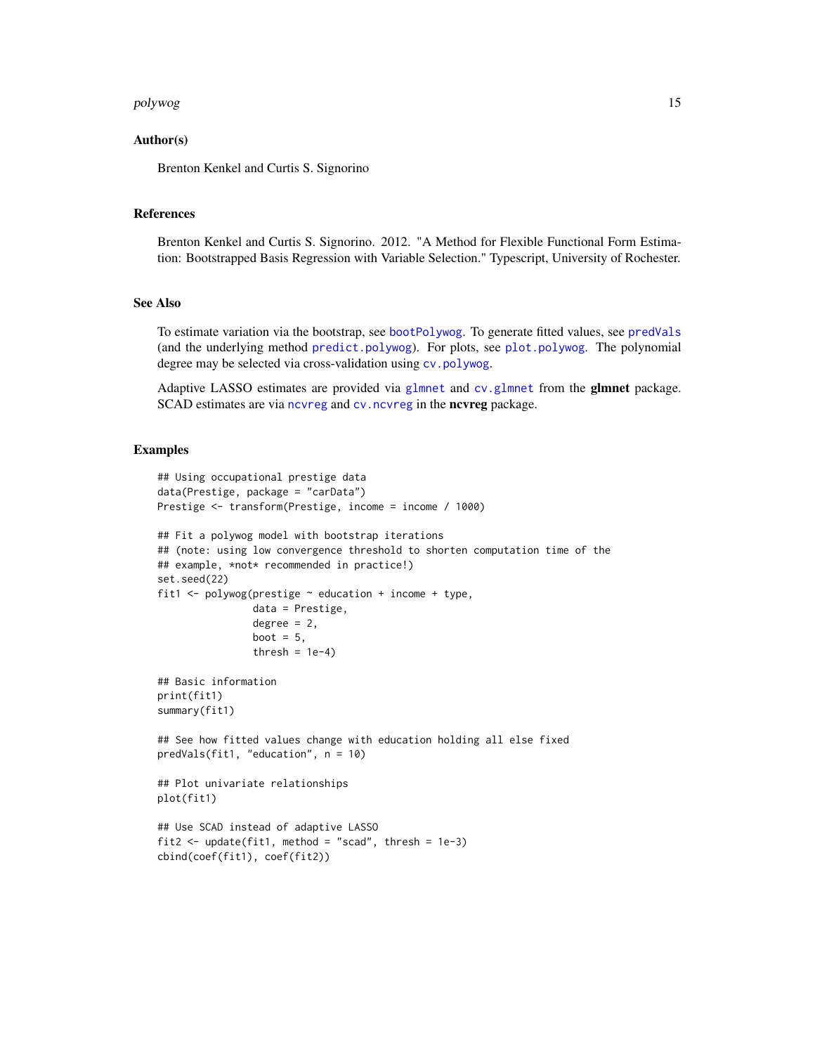## Author(s)

Brenton Kenkel and Curtis S. Signorino

## References

Brenton Kenkel and Curtis S. Signorino. 2012. "A Method for Flexible Functional Form Estimation: Bootstrapped Basis Regression with Variable Selection." Typescript, University of Rochester.

## See Also

To estimate variation via the bootstrap, see `bootPolywog`. To generate fitted values, see `predVals` (and the underlying method `predict.polywog`). For plots, see `plot.polywog`. The polynomial degree may be selected via cross-validation using `cv.polywog`.

Adaptive LASSO estimates are provided via `glmnet` and `cv.glmnet` from the **glmnet** package. SCAD estimates are via `ncvreg` and `cv.ncvreg` in the **ncvreg** package.

## Examples

```
## Using occupational prestige data
data(Prestige, package = "carData")
Prestige <- transform(Prestige, income = income / 1000)

## Fit a polywog model with bootstrap iterations
## (note: using low convergence threshold to shorten computation time of the
## example, *not* recommended in practice!)
set.seed(22)
fit1 <- polywog(prestige ~ education + income + type,
                data = Prestige,
                degree = 2,
                boot = 5,
                thresh = 1e-4)

## Basic information
print(fit1)
summary(fit1)

## See how fitted values change with education holding all else fixed
predVals(fit1, "education", n = 10)

## Plot univariate relationships
plot(fit1)

## Use SCAD instead of adaptive LASSO
fit2 <- update(fit1, method = "scad", thresh = 1e-3)
cbind(coef(fit1), coef(fit2))
```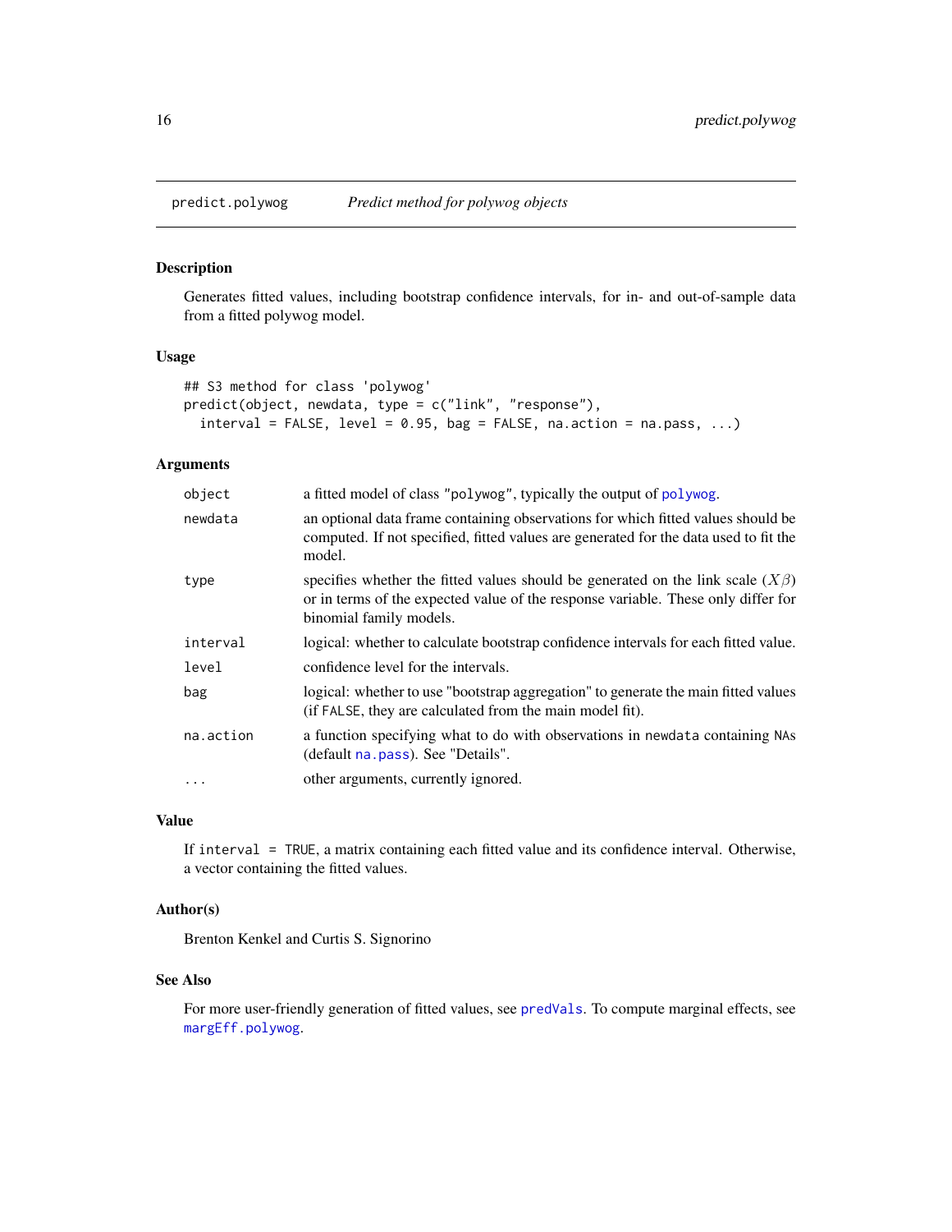## predict.polywog — *Predict method for polywog objects*

### Description

Generates fitted values, including bootstrap confidence intervals, for in- and out-of-sample data from a fitted polywog model.

### Usage

```
## S3 method for class 'polywog'
predict(object, newdata, type = c("link", "response"),
  interval = FALSE, level = 0.95, bag = FALSE, na.action = na.pass, ...)
```

### Arguments

| | |
|---|---|
| `object` | a fitted model of class "polywog", typically the output of `polywog`. |
| `newdata` | an optional data frame containing observations for which fitted values should be computed. If not specified, fitted values are generated for the data used to fit the model. |
| `type` | specifies whether the fitted values should be generated on the link scale ($X\beta$) or in terms of the expected value of the response variable. These only differ for binomial family models. |
| `interval` | logical: whether to calculate bootstrap confidence intervals for each fitted value. |
| `level` | confidence level for the intervals. |
| `bag` | logical: whether to use "bootstrap aggregation" to generate the main fitted values (if `FALSE`, they are calculated from the main model fit). |
| `na.action` | a function specifying what to do with observations in `newdata` containing `NA`s (default `na.pass`). See "Details". |
| `...` | other arguments, currently ignored. |

### Value

If `interval = TRUE`, a matrix containing each fitted value and its confidence interval. Otherwise, a vector containing the fitted values.

### Author(s)

Brenton Kenkel and Curtis S. Signorino

### See Also

For more user-friendly generation of fitted values, see `predVals`. To compute marginal effects, see `margEff.polywog`.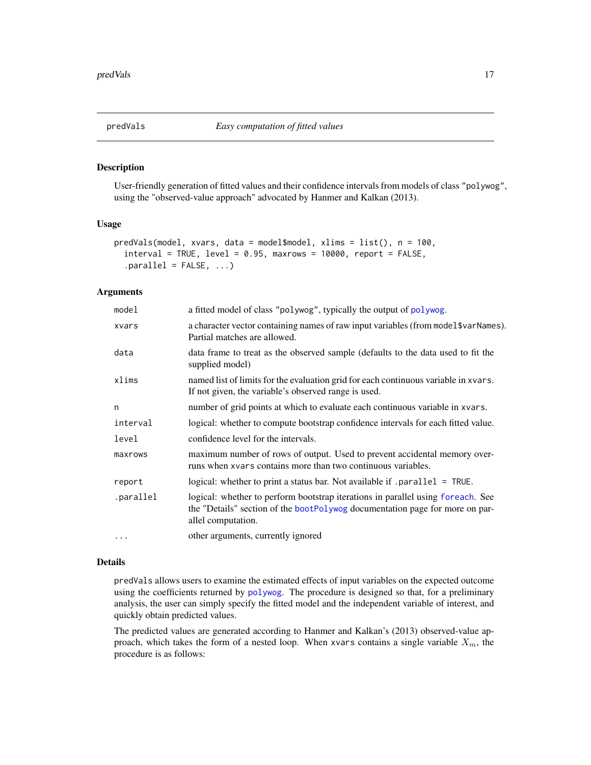## predVals — *Easy computation of fitted values*

### Description

User-friendly generation of fitted values and their confidence intervals from models of class "polywog", using the "observed-value approach" advocated by Hanmer and Kalkan (2013).

### Usage

```
predVals(model, xvars, data = model$model, xlims = list(), n = 100,
  interval = TRUE, level = 0.95, maxrows = 10000, report = FALSE,
  .parallel = FALSE, ...)
```

### Arguments

| | |
|---|---|
| `model` | a fitted model of class "polywog", typically the output of `polywog`. |
| `xvars` | a character vector containing names of raw input variables (from `model$varNames`). Partial matches are allowed. |
| `data` | data frame to treat as the observed sample (defaults to the data used to fit the supplied model) |
| `xlims` | named list of limits for the evaluation grid for each continuous variable in `xvars`. If not given, the variable's observed range is used. |
| `n` | number of grid points at which to evaluate each continuous variable in `xvars`. |
| `interval` | logical: whether to compute bootstrap confidence intervals for each fitted value. |
| `level` | confidence level for the intervals. |
| `maxrows` | maximum number of rows of output. Used to prevent accidental memory overruns when `xvars` contains more than two continuous variables. |
| `report` | logical: whether to print a status bar. Not available if `.parallel = TRUE`. |
| `.parallel` | logical: whether to perform bootstrap iterations in parallel using `foreach`. See the "Details" section of the `bootPolywog` documentation page for more on parallel computation. |
| `...` | other arguments, currently ignored |

### Details

`predVals` allows users to examine the estimated effects of input variables on the expected outcome using the coefficients returned by `polywog`. The procedure is designed so that, for a preliminary analysis, the user can simply specify the fitted model and the independent variable of interest, and quickly obtain predicted values.

The predicted values are generated according to Hanmer and Kalkan's (2013) observed-value approach, which takes the form of a nested loop. When `xvars` contains a single variable $X_m$, the procedure is as follows: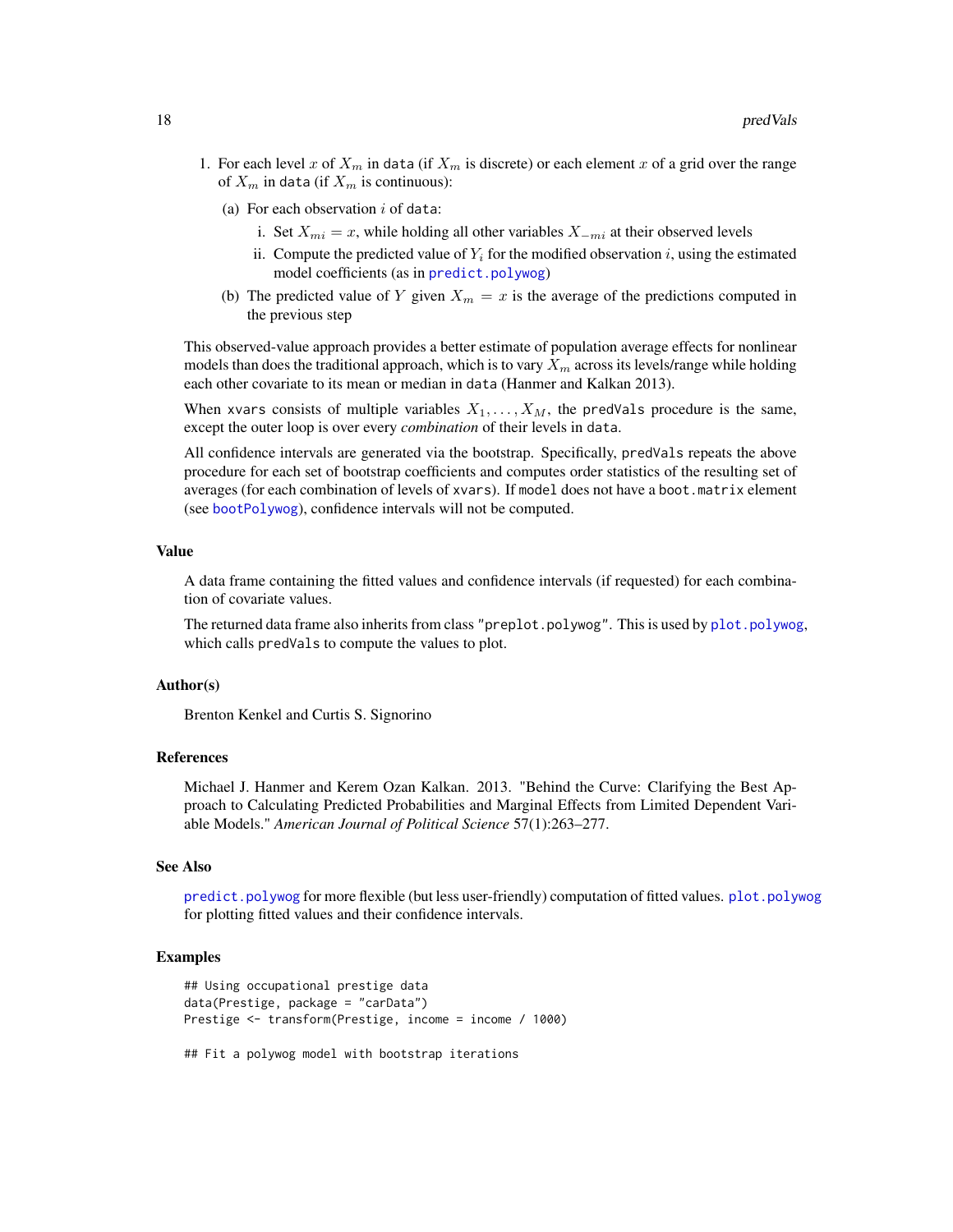1. For each level $x$ of $X_m$ in `data` (if $X_m$ is discrete) or each element $x$ of a grid over the range of $X_m$ in `data` (if $X_m$ is continuous):

   (a) For each observation $i$ of `data`:

      i. Set $X_{mi} = x$, while holding all other variables $X_{-mi}$ at their observed levels

      ii. Compute the predicted value of $Y_i$ for the modified observation $i$, using the estimated model coefficients (as in `predict.polywog`)

   (b) The predicted value of $Y$ given $X_m = x$ is the average of the predictions computed in the previous step

This observed-value approach provides a better estimate of population average effects for nonlinear models than does the traditional approach, which is to vary $X_m$ across its levels/range while holding each other covariate to its mean or median in `data` (Hanmer and Kalkan 2013).

When `xvars` consists of multiple variables $X_1, \ldots, X_M$, the `predVals` procedure is the same, except the outer loop is over every *combination* of their levels in `data`.

All confidence intervals are generated via the bootstrap. Specifically, `predVals` repeats the above procedure for each set of bootstrap coefficients and computes order statistics of the resulting set of averages (for each combination of levels of `xvars`). If `model` does not have a `boot.matrix` element (see `bootPolywog`), confidence intervals will not be computed.

### Value

A data frame containing the fitted values and confidence intervals (if requested) for each combination of covariate values.

The returned data frame also inherits from class `"preplot.polywog"`. This is used by `plot.polywog`, which calls `predVals` to compute the values to plot.

### Author(s)

Brenton Kenkel and Curtis S. Signorino

### References

Michael J. Hanmer and Kerem Ozan Kalkan. 2013. "Behind the Curve: Clarifying the Best Approach to Calculating Predicted Probabilities and Marginal Effects from Limited Dependent Variable Models." *American Journal of Political Science* 57(1):263–277.

### See Also

`predict.polywog` for more flexible (but less user-friendly) computation of fitted values. `plot.polywog` for plotting fitted values and their confidence intervals.

### Examples

```
## Using occupational prestige data
data(Prestige, package = "carData")
Prestige <- transform(Prestige, income = income / 1000)

## Fit a polywog model with bootstrap iterations
```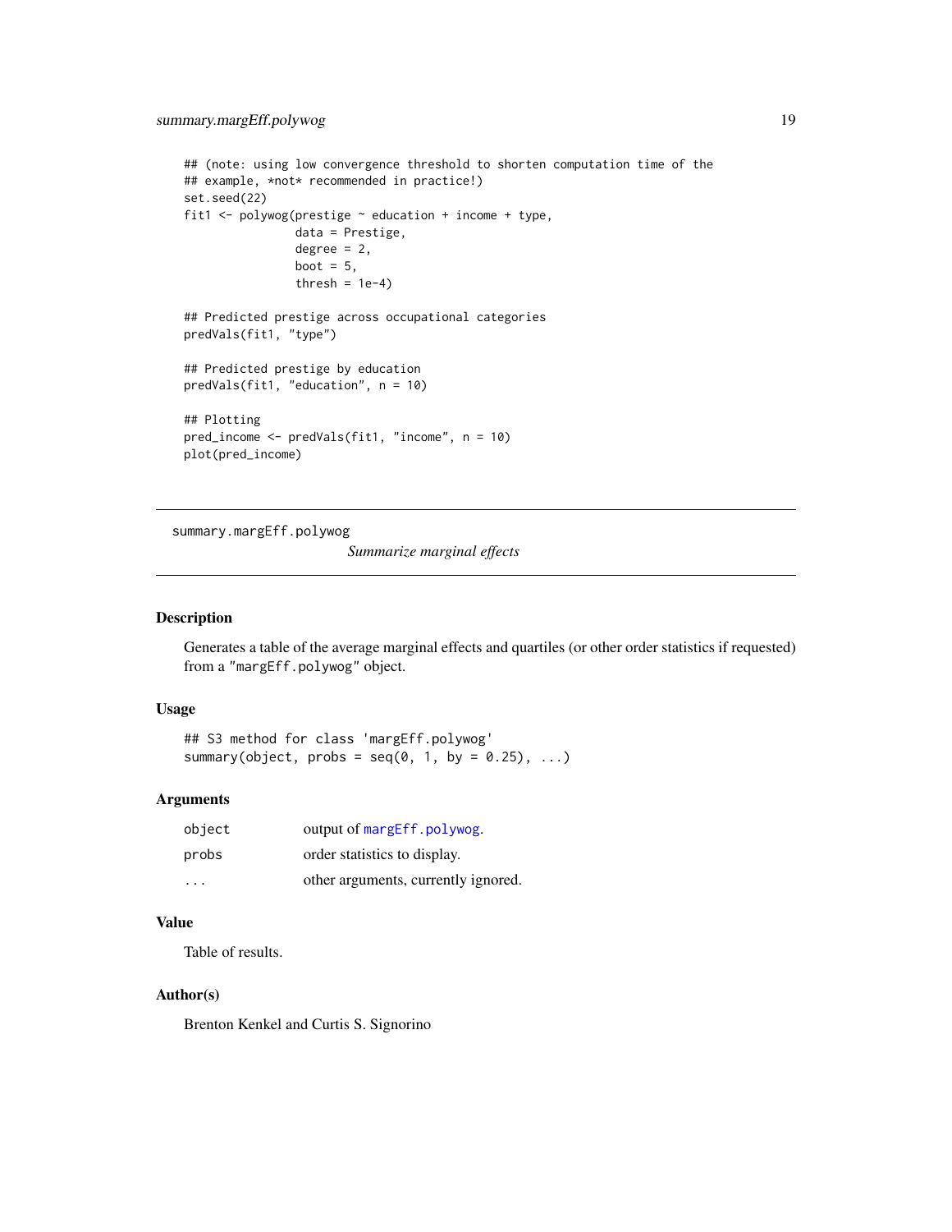```
## (note: using low convergence threshold to shorten computation time of the
## example, *not* recommended in practice!)
set.seed(22)
fit1 <- polywog(prestige ~ education + income + type,
                data = Prestige,
                degree = 2,
                boot = 5,
                thresh = 1e-4)

## Predicted prestige across occupational categories
predVals(fit1, "type")

## Predicted prestige by education
predVals(fit1, "education", n = 10)

## Plotting
pred_income <- predVals(fit1, "income", n = 10)
plot(pred_income)
```

---

## summary.margEff.polywog — *Summarize marginal effects*

---

### Description

Generates a table of the average marginal effects and quartiles (or other order statistics if requested) from a "margEff.polywog" object.

### Usage

```
## S3 method for class 'margEff.polywog'
summary(object, probs = seq(0, 1, by = 0.25), ...)
```

### Arguments

| | |
|---|---|
| object | output of margEff.polywog. |
| probs | order statistics to display. |
| ... | other arguments, currently ignored. |

### Value

Table of results.

### Author(s)

Brenton Kenkel and Curtis S. Signorino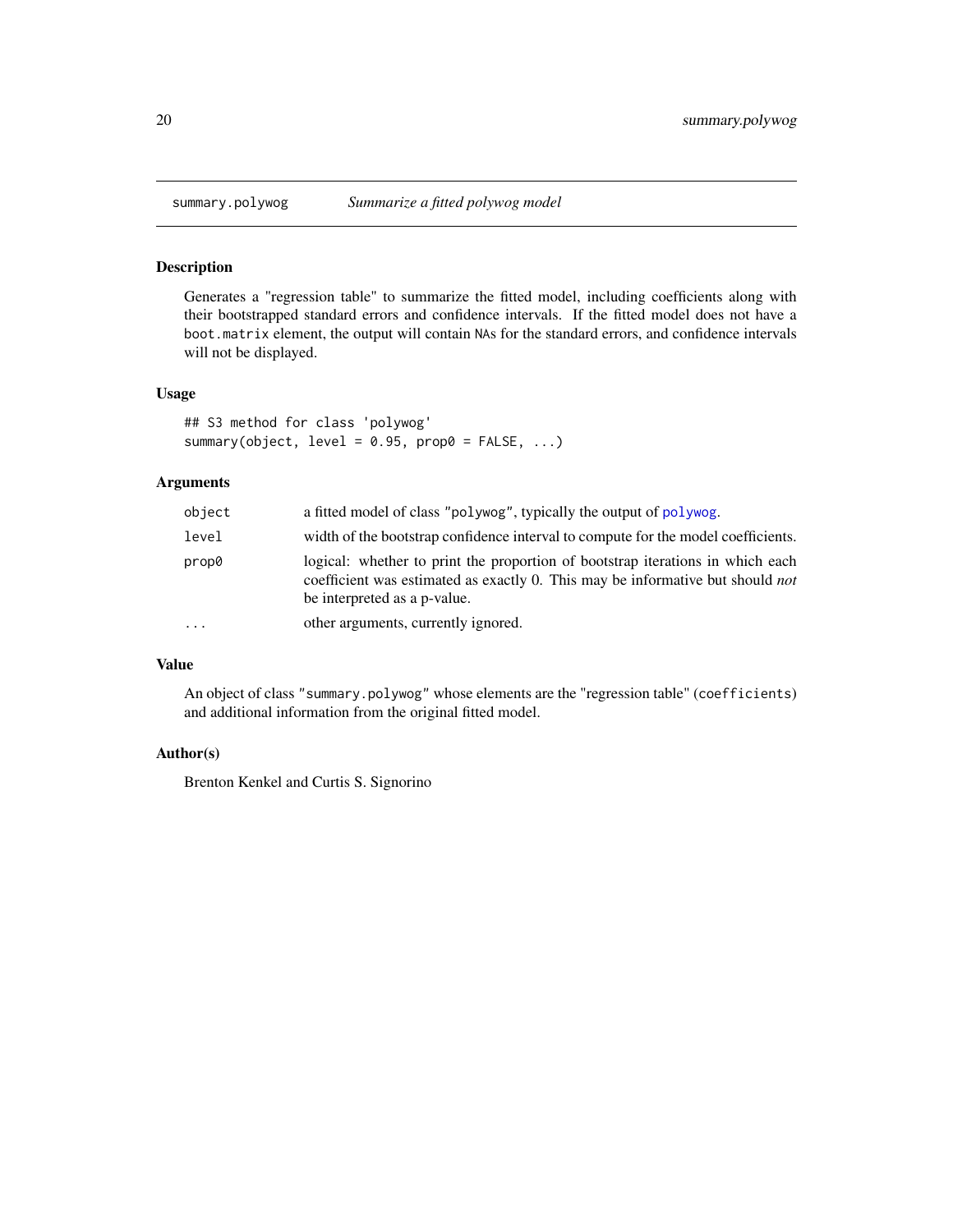## summary.polywog *Summarize a fitted polywog model*

### Description

Generates a "regression table" to summarize the fitted model, including coefficients along with their bootstrapped standard errors and confidence intervals. If the fitted model does not have a `boot.matrix` element, the output will contain `NA`s for the standard errors, and confidence intervals will not be displayed.

### Usage

```
## S3 method for class 'polywog'
summary(object, level = 0.95, prop0 = FALSE, ...)
```

### Arguments

| | |
|---|---|
| `object` | a fitted model of class `"polywog"`, typically the output of `polywog`. |
| `level` | width of the bootstrap confidence interval to compute for the model coefficients. |
| `prop0` | logical: whether to print the proportion of bootstrap iterations in which each coefficient was estimated as exactly 0. This may be informative but should *not* be interpreted as a p-value. |
| `...` | other arguments, currently ignored. |

### Value

An object of class `"summary.polywog"` whose elements are the "regression table" (`coefficients`) and additional information from the original fitted model.

### Author(s)

Brenton Kenkel and Curtis S. Signorino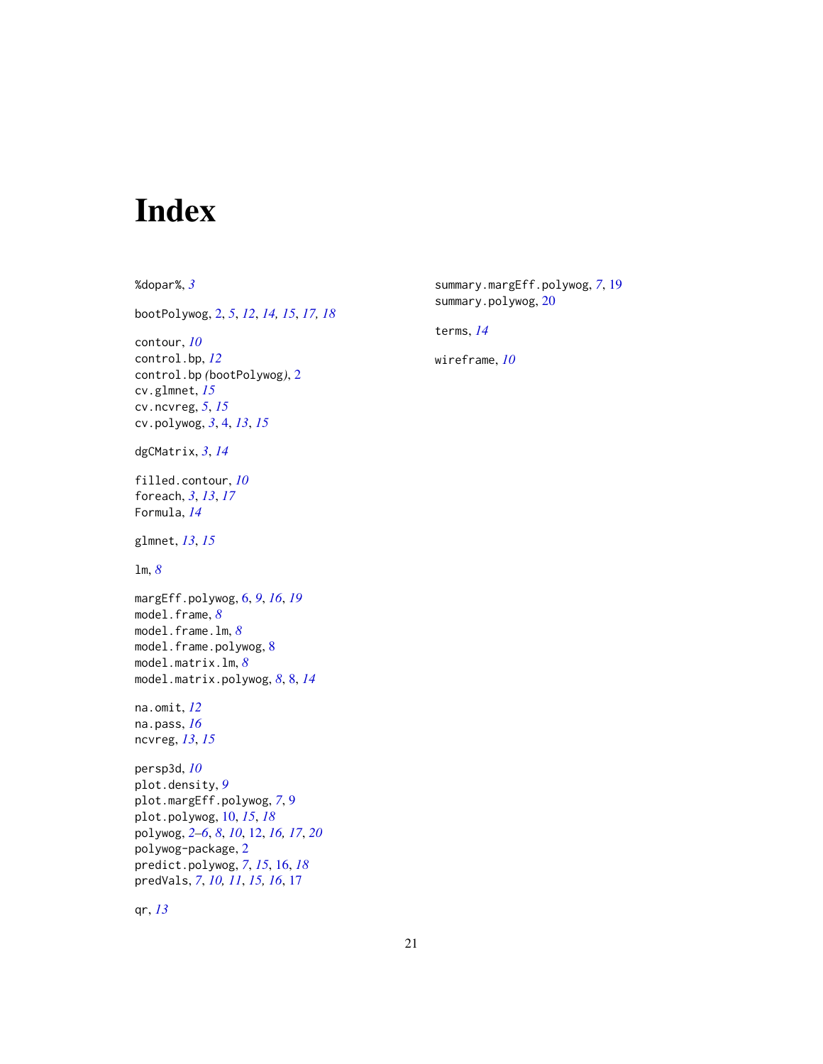# Index

%dopar%, *3*

bootPolywog, 2, *5*, *12*, *14, 15*, *17, 18*

contour, *10*
control.bp, *12*
control.bp (bootPolywog), 2
cv.glmnet, *15*
cv.ncvreg, *5*, *15*
cv.polywog, *3*, 4, *13*, *15*

dgCMatrix, *3*, *14*

filled.contour, *10*
foreach, *3*, *13*, *17*
Formula, *14*

glmnet, *13*, *15*

lm, *8*

margEff.polywog, 6, *9*, *16*, *19*
model.frame, *8*
model.frame.lm, *8*
model.frame.polywog, 8
model.matrix.lm, *8*
model.matrix.polywog, *8*, 8, *14*

na.omit, *12*
na.pass, *16*
ncvreg, *13*, *15*

persp3d, *10*
plot.density, *9*
plot.margEff.polywog, *7*, 9
plot.polywog, 10, *15*, *18*
polywog, *2–6*, *8*, *10*, 12, *16, 17*, *20*
polywog-package, 2
predict.polywog, *7*, *15*, 16, *18*
predVals, *7*, *10, 11*, *15, 16*, 17

qr, *13*

summary.margEff.polywog, *7*, 19
summary.polywog, 20

terms, *14*

wireframe, *10*